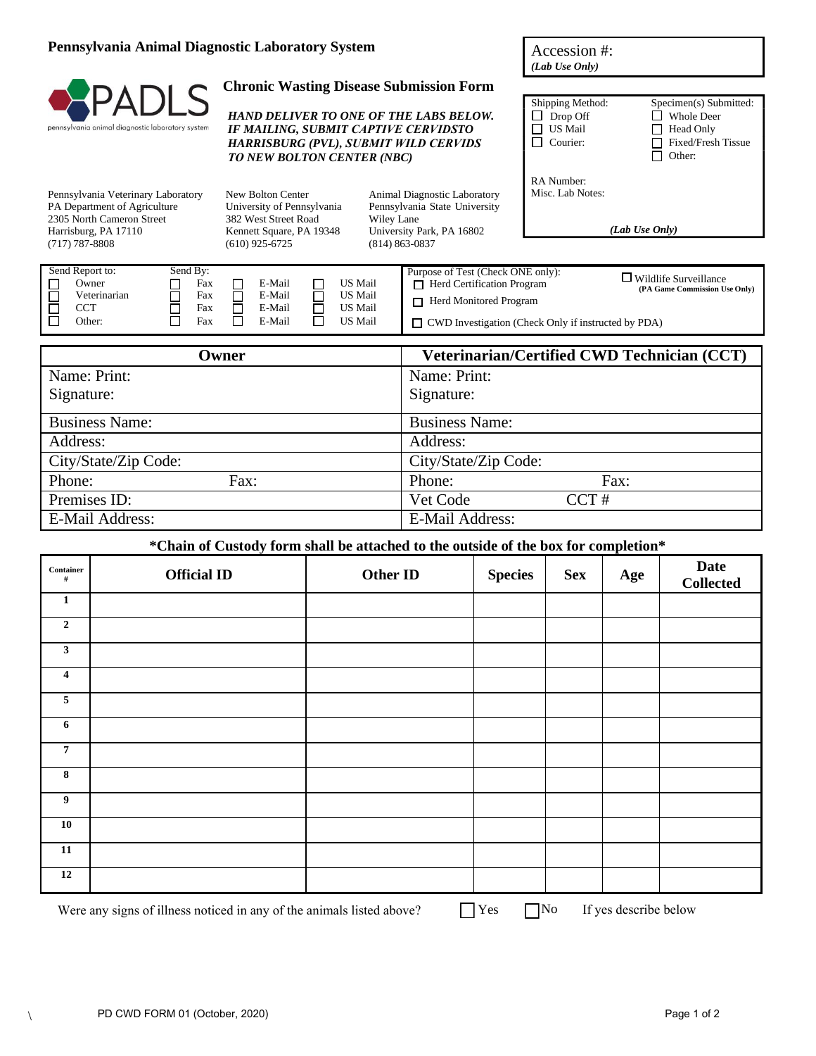# Pennsylvania Animal Diagnostic Laboratory System

PADLS
pennsylvania animal diagnostic laboratory system

## Chronic Wasting Disease Submission Form

***HAND DELIVER TO ONE OF THE LABS BELOW. IF MAILING, SUBMIT CAPTIVE CERVIDSTO HARRISBURG (PVL), SUBMIT WILD CERVIDS TO NEW BOLTON CENTER (NBC)***

| Accession #: *(Lab Use Only)* | |
|---|---|
| Shipping Method: | Specimen(s) Submitted: |
| ☐ Drop Off | ☐ Whole Deer |
| ☐ US Mail | ☐ Head Only |
| ☐ Courier: | ☐ Fixed/Fresh Tissue |
| | ☐ Other: |
| RA Number: | |
| Misc. Lab Notes: | |
| *(Lab Use Only)* | |

Pennsylvania Veterinary Laboratory
PA Department of Agriculture
2305 North Cameron Street
Harrisburg, PA 17110
(717) 787-8808

New Bolton Center
University of Pennsylvania
382 West Street Road
Kennett Square, PA 19348
(610) 925-6725

Animal Diagnostic Laboratory
Pennsylvania State University
Wiley Lane
University Park, PA 16802
(814) 863-0837

| Send Report to: | Send By: | | |
|---|---|---|---|
| ☐ Owner | ☐ Fax | ☐ E-Mail | ☐ US Mail |
| ☐ Veterinarian | ☐ Fax | ☐ E-Mail | ☐ US Mail |
| ☐ CCT | ☐ Fax | ☐ E-Mail | ☐ US Mail |
| ☐ Other: | ☐ Fax | ☐ E-Mail | ☐ US Mail |

Purpose of Test (Check ONE only):
- ☐ Herd Certification Program
- ☐ Herd Monitored Program
- ☐ CWD Investigation (Check Only if instructed by PDA)
- ☐ Wildlife Surveillance **(PA Game Commission Use Only)**

| Owner | Veterinarian/Certified CWD Technician (CCT) |
|---|---|
| Name: Print:<br>Signature: | Name: Print:<br>Signature: |
| Business Name: | Business Name: |
| Address: | Address: |
| City/State/Zip Code: | City/State/Zip Code: |
| Phone: Fax: | Phone: Fax: |
| Premises ID: | Vet Code CCT # |
| E-Mail Address: | E-Mail Address: |

**\*Chain of Custody form shall be attached to the outside of the box for completion\***

| Container # | Official ID | Other ID | Species | Sex | Age | Date Collected |
|---|---|---|---|---|---|---|
| 1 | | | | | | |
| 2 | | | | | | |
| 3 | | | | | | |
| 4 | | | | | | |
| 5 | | | | | | |
| 6 | | | | | | |
| 7 | | | | | | |
| 8 | | | | | | |
| 9 | | | | | | |
| 10 | | | | | | |
| 11 | | | | | | |
| 12 | | | | | | |

Were any signs of illness noticed in any of the animals listed above? ☐ Yes ☐ No If yes describe below

PD CWD FORM 01 (October, 2020)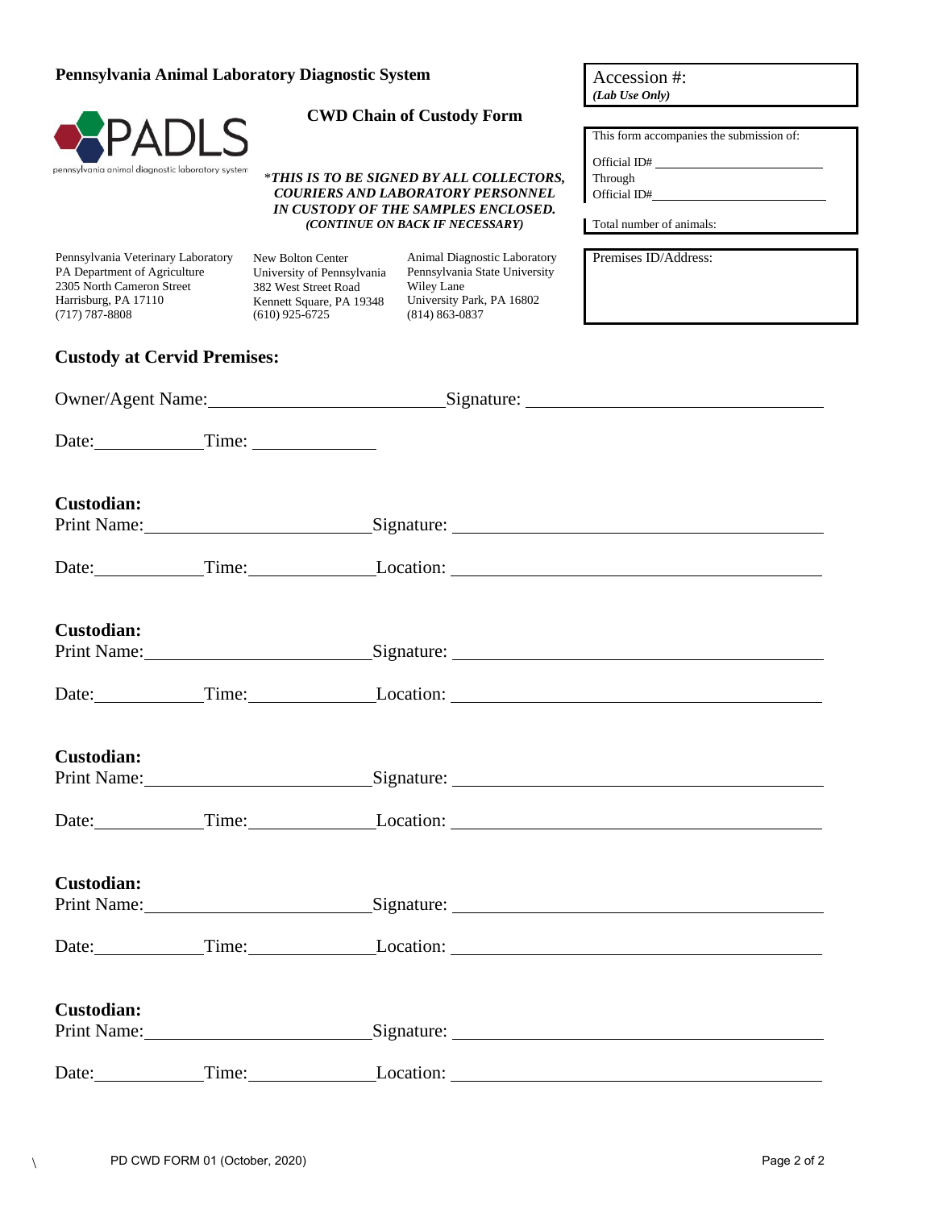**Pennsylvania Animal Laboratory Diagnostic System**

PADLS
pennsylvania animal diagnostic laboratory system

## CWD Chain of Custody Form

*\*THIS IS TO BE SIGNED BY ALL COLLECTORS, COURIERS AND LABORATORY PERSONNEL IN CUSTODY OF THE SAMPLES ENCLOSED.*
*(CONTINUE ON BACK IF NECESSARY)*

Accession #:
*(Lab Use Only)*

This form accompanies the submission of:

Official ID# ____________________
Through
Official ID# ____________________

Total number of animals:

Premises ID/Address:

Pennsylvania Veterinary Laboratory
PA Department of Agriculture
2305 North Cameron Street
Harrisburg, PA 17110
(717) 787-8808

New Bolton Center
University of Pennsylvania
382 West Street Road
Kennett Square, PA 19348
(610) 925-6725

Animal Diagnostic Laboratory
Pennsylvania State University
Wiley Lane
University Park, PA 16802
(814) 863-0837

### Custody at Cervid Premises:

Owner/Agent Name: ____________________ Signature: ____________________

Date: __________ Time: __________

### Custodian:

Print Name: ____________________ Signature: ____________________

Date: __________ Time: __________ Location: ____________________

### Custodian:

Print Name: ____________________ Signature: ____________________

Date: __________ Time: __________ Location: ____________________

### Custodian:

Print Name: ____________________ Signature: ____________________

Date: __________ Time: __________ Location: ____________________

### Custodian:

Print Name: ____________________ Signature: ____________________

Date: __________ Time: __________ Location: ____________________

### Custodian:

Print Name: ____________________ Signature: ____________________

Date: __________ Time: __________ Location: ____________________

PD CWD FORM 01 (October, 2020)